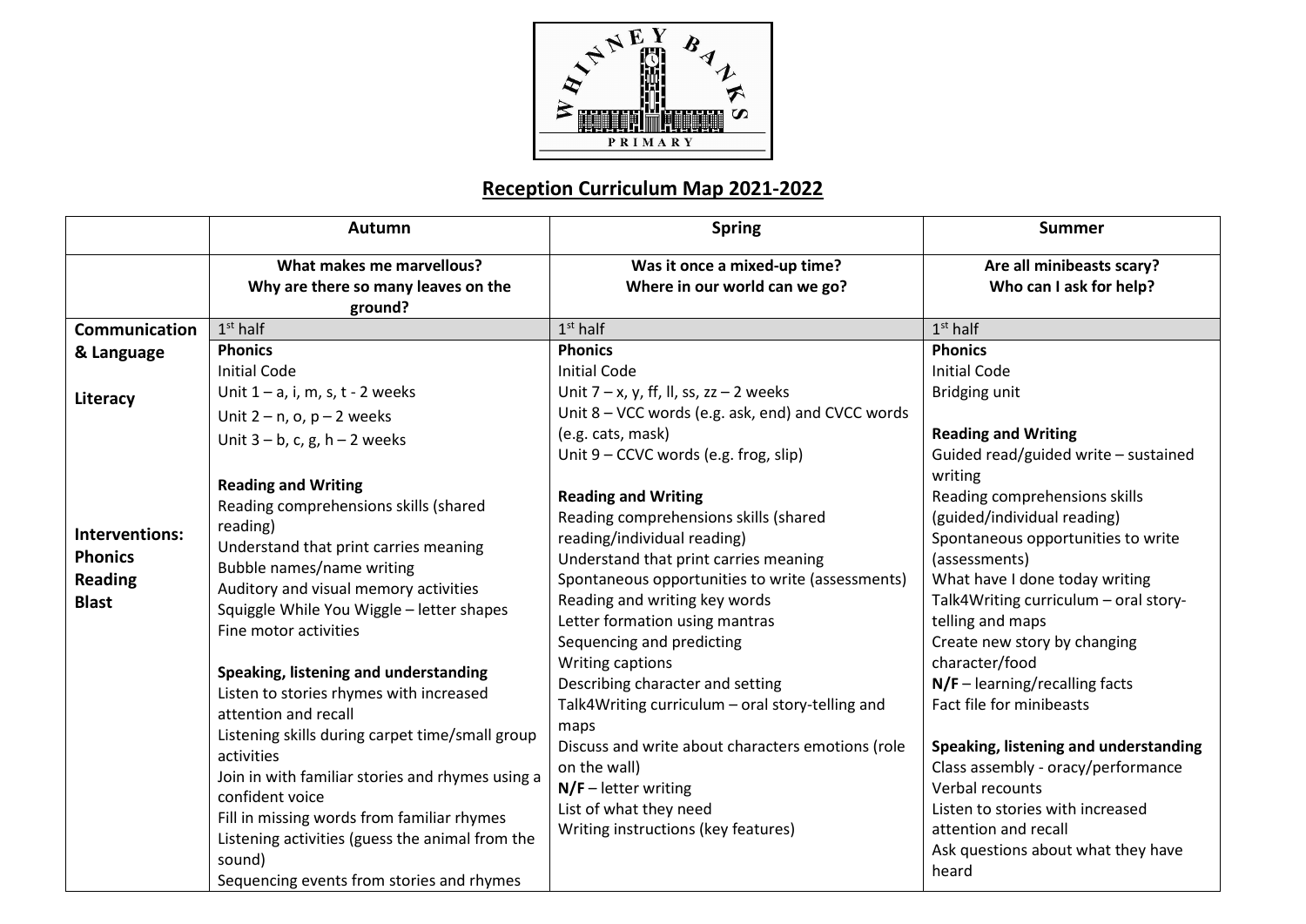# Reception Curriculum Map 2021-2022

| | Autumn | Spring | Summer |
|---|---|---|---|
| | **What makes me marvellous?**<br>**Why are there so many leaves on the ground?** | **Was it once a mixed-up time?**<br>**Where in our world can we go?** | **Are all minibeasts scary?**<br>**Who can I ask for help?** |
| **Communication & Language**<br><br>**Literacy**<br><br>**Interventions:**<br>**Phonics**<br>**Reading**<br>**Blast** | 1st half<br>**Phonics**<br>Initial Code<br>Unit 1 – a, i, m, s, t - 2 weeks<br>Unit 2 – n, o, p – 2 weeks<br>Unit 3 – b, c, g, h – 2 weeks<br><br>**Reading and Writing**<br>Reading comprehensions skills (shared reading)<br>Understand that print carries meaning<br>Bubble names/name writing<br>Auditory and visual memory activities<br>Squiggle While You Wiggle – letter shapes<br>Fine motor activities<br><br>**Speaking, listening and understanding**<br>Listen to stories rhymes with increased attention and recall<br>Listening skills during carpet time/small group activities<br>Join in with familiar stories and rhymes using a confident voice<br>Fill in missing words from familiar rhymes<br>Listening activities (guess the animal from the sound)<br>Sequencing events from stories and rhymes | 1st half<br>**Phonics**<br>Initial Code<br>Unit 7 – x, y, ff, ll, ss, zz – 2 weeks<br>Unit 8 – VCC words (e.g. ask, end) and CVCC words (e.g. cats, mask)<br>Unit 9 – CCVC words (e.g. frog, slip)<br><br>**Reading and Writing**<br>Reading comprehensions skills (shared reading/individual reading)<br>Understand that print carries meaning<br>Spontaneous opportunities to write (assessments)<br>Reading and writing key words<br>Letter formation using mantras<br>Sequencing and predicting<br>Writing captions<br>Describing character and setting<br>Talk4Writing curriculum – oral story-telling and maps<br>Discuss and write about characters emotions (role on the wall)<br>**N/F** – letter writing<br>List of what they need<br>Writing instructions (key features) | 1st half<br>**Phonics**<br>Initial Code<br>Bridging unit<br><br>**Reading and Writing**<br>Guided read/guided write – sustained writing<br>Reading comprehensions skills (guided/individual reading)<br>Spontaneous opportunities to write (assessments)<br>What have I done today writing<br>Talk4Writing curriculum – oral story-telling and maps<br>Create new story by changing character/food<br>**N/F** – learning/recalling facts<br>Fact file for minibeasts<br><br>**Speaking, listening and understanding**<br>Class assembly - oracy/performance<br>Verbal recounts<br>Listen to stories with increased attention and recall<br>Ask questions about what they have heard |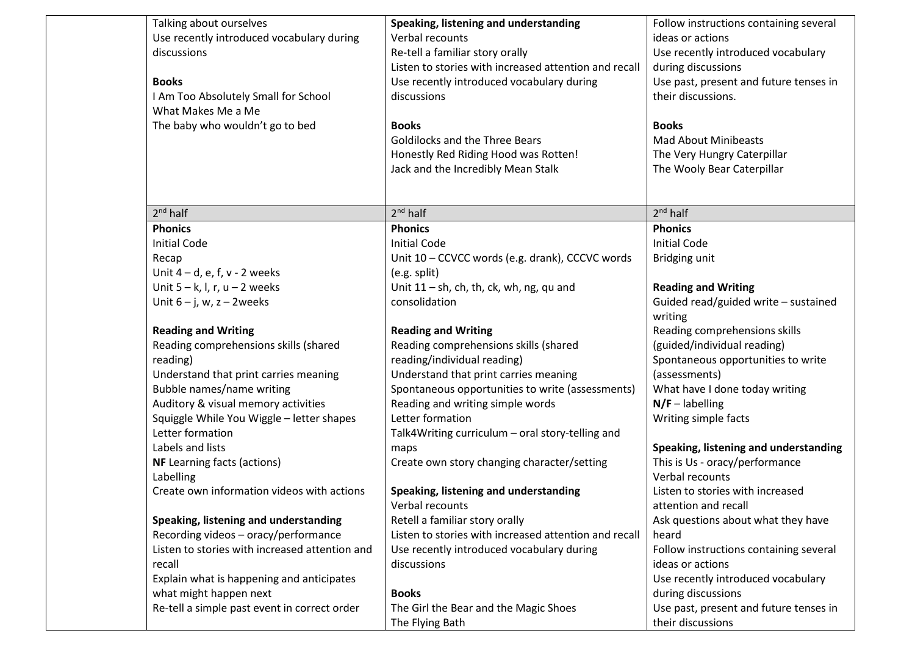| | | | |
|---|---|---|---|
| | Talking about ourselves<br>Use recently introduced vocabulary during discussions<br><br>**Books**<br>I Am Too Absolutely Small for School<br>What Makes Me a Me<br>The baby who wouldn't go to bed | **Speaking, listening and understanding**<br>Verbal recounts<br>Re-tell a familiar story orally<br>Listen to stories with increased attention and recall<br>Use recently introduced vocabulary during discussions<br><br>**Books**<br>Goldilocks and the Three Bears<br>Honestly Red Riding Hood was Rotten!<br>Jack and the Incredibly Mean Stalk | Follow instructions containing several ideas or actions<br>Use recently introduced vocabulary during discussions<br>Use past, present and future tenses in their discussions.<br><br>**Books**<br>Mad About Minibeasts<br>The Very Hungry Caterpillar<br>The Wooly Bear Caterpillar |
| | 2nd half | 2nd half | 2nd half |
| | **Phonics**<br>Initial Code<br>Recap<br>Unit 4 – d, e, f, v - 2 weeks<br>Unit 5 – k, l, r, u – 2 weeks<br>Unit 6 – j, w, z – 2weeks<br><br>**Reading and Writing**<br>Reading comprehensions skills (shared reading)<br>Understand that print carries meaning<br>Bubble names/name writing<br>Auditory & visual memory activities<br>Squiggle While You Wiggle – letter shapes<br>Letter formation<br>Labels and lists<br>**NF** Learning facts (actions)<br>Labelling<br>Create own information videos with actions<br><br>**Speaking, listening and understanding**<br>Recording videos – oracy/performance<br>Listen to stories with increased attention and recall<br>Explain what is happening and anticipates what might happen next<br>Re-tell a simple past event in correct order | **Phonics**<br>Initial Code<br>Unit 10 – CCVCC words (e.g. drank), CCCVC words (e.g. split)<br>Unit 11 – sh, ch, th, ck, wh, ng, qu and consolidation<br><br>**Reading and Writing**<br>Reading comprehensions skills (shared reading/individual reading)<br>Understand that print carries meaning<br>Spontaneous opportunities to write (assessments)<br>Reading and writing simple words<br>Letter formation<br>Talk4Writing curriculum – oral story-telling and maps<br>Create own story changing character/setting<br><br>**Speaking, listening and understanding**<br>Verbal recounts<br>Retell a familiar story orally<br>Listen to stories with increased attention and recall<br>Use recently introduced vocabulary during discussions<br><br>**Books**<br>The Girl the Bear and the Magic Shoes<br>The Flying Bath | **Phonics**<br>Initial Code<br>Bridging unit<br><br>**Reading and Writing**<br>Guided read/guided write – sustained writing<br>Reading comprehensions skills (guided/individual reading)<br>Spontaneous opportunities to write (assessments)<br>What have I done today writing<br>**N/F** – labelling<br>Writing simple facts<br><br>**Speaking, listening and understanding**<br>This is Us - oracy/performance<br>Verbal recounts<br>Listen to stories with increased attention and recall<br>Ask questions about what they have heard<br>Follow instructions containing several ideas or actions<br>Use recently introduced vocabulary during discussions<br>Use past, present and future tenses in their discussions |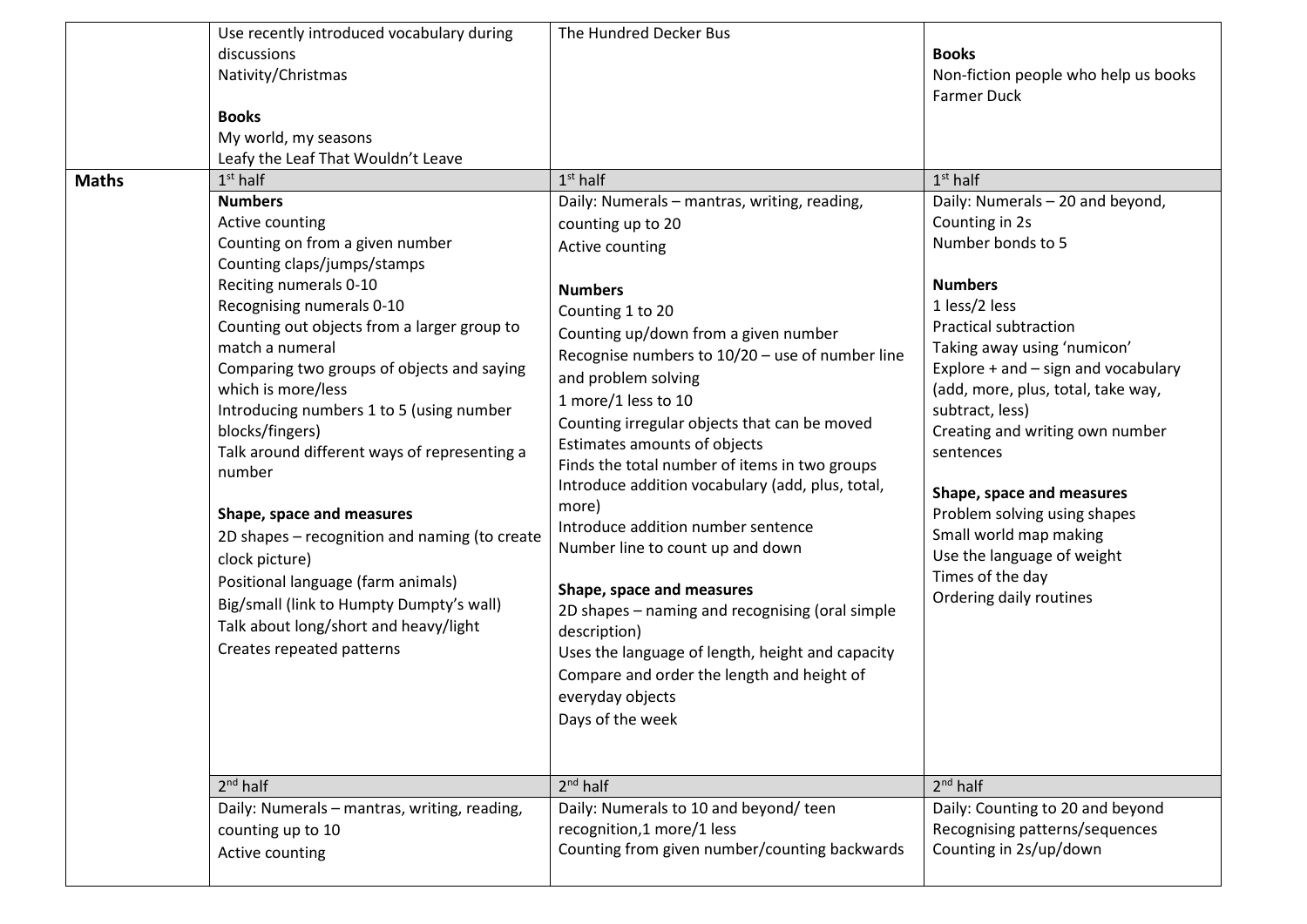| | | | |
|---|---|---|---|
| | Use recently introduced vocabulary during discussions<br>Nativity/Christmas<br><br>**Books**<br>My world, my seasons<br>Leafy the Leaf That Wouldn't Leave | The Hundred Decker Bus | **Books**<br>Non-fiction people who help us books<br>Farmer Duck |
| **Maths** | 1st half | 1st half | 1st half |
| | **Numbers**<br>Active counting<br>Counting on from a given number<br>Counting claps/jumps/stamps<br>Reciting numerals 0-10<br>Recognising numerals 0-10<br>Counting out objects from a larger group to match a numeral<br>Comparing two groups of objects and saying which is more/less<br>Introducing numbers 1 to 5 (using number blocks/fingers)<br>Talk around different ways of representing a number<br><br>**Shape, space and measures**<br>2D shapes – recognition and naming (to create clock picture)<br>Positional language (farm animals)<br>Big/small (link to Humpty Dumpty's wall)<br>Talk about long/short and heavy/light<br>Creates repeated patterns | Daily: Numerals – mantras, writing, reading, counting up to 20<br>Active counting<br><br>**Numbers**<br>Counting 1 to 20<br>Counting up/down from a given number<br>Recognise numbers to 10/20 – use of number line and problem solving<br>1 more/1 less to 10<br>Counting irregular objects that can be moved<br>Estimates amounts of objects<br>Finds the total number of items in two groups<br>Introduce addition vocabulary (add, plus, total, more)<br>Introduce addition number sentence<br>Number line to count up and down<br><br>**Shape, space and measures**<br>2D shapes – naming and recognising (oral simple description)<br>Uses the language of length, height and capacity<br>Compare and order the length and height of everyday objects<br>Days of the week | Daily: Numerals – 20 and beyond,<br>Counting in 2s<br>Number bonds to 5<br><br>**Numbers**<br>1 less/2 less<br>Practical subtraction<br>Taking away using 'numicon'<br>Explore + and – sign and vocabulary (add, more, plus, total, take way, subtract, less)<br>Creating and writing own number sentences<br><br>**Shape, space and measures**<br>Problem solving using shapes<br>Small world map making<br>Use the language of weight<br>Times of the day<br>Ordering daily routines |
| | 2nd half | 2nd half | 2nd half |
| | Daily: Numerals – mantras, writing, reading, counting up to 10<br>Active counting | Daily: Numerals to 10 and beyond/ teen recognition,1 more/1 less<br>Counting from given number/counting backwards | Daily: Counting to 20 and beyond<br>Recognising patterns/sequences<br>Counting in 2s/up/down |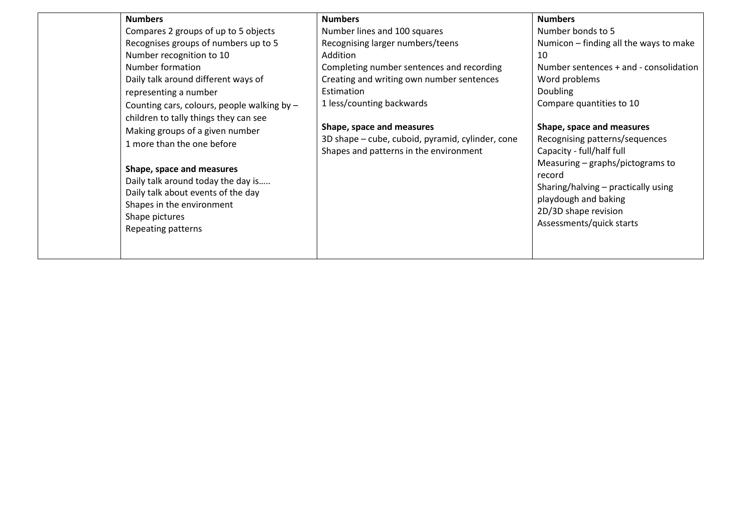|  | **Numbers**<br>Compares 2 groups of up to 5 objects<br>Recognises groups of numbers up to 5<br>Number recognition to 10<br>Number formation<br>Daily talk around different ways of representing a number<br>Counting cars, colours, people walking by – children to tally things they can see<br>Making groups of a given number<br>1 more than the one before<br><br>**Shape, space and measures**<br>Daily talk around today the day is…..<br>Daily talk about events of the day<br>Shapes in the environment<br>Shape pictures<br>Repeating patterns | **Numbers**<br>Number lines and 100 squares<br>Recognising larger numbers/teens<br>Addition<br>Completing number sentences and recording<br>Creating and writing own number sentences<br>Estimation<br>1 less/counting backwards<br><br>**Shape, space and measures**<br>3D shape – cube, cuboid, pyramid, cylinder, cone<br>Shapes and patterns in the environment | **Numbers**<br>Number bonds to 5<br>Numicon – finding all the ways to make 10<br>Number sentences + and - consolidation<br>Word problems<br>Doubling<br>Compare quantities to 10<br><br>**Shape, space and measures**<br>Recognising patterns/sequences<br>Capacity - full/half full<br>Measuring – graphs/pictograms to record<br>Sharing/halving – practically using playdough and baking<br>2D/3D shape revision<br>Assessments/quick starts |
|---|---|---|---|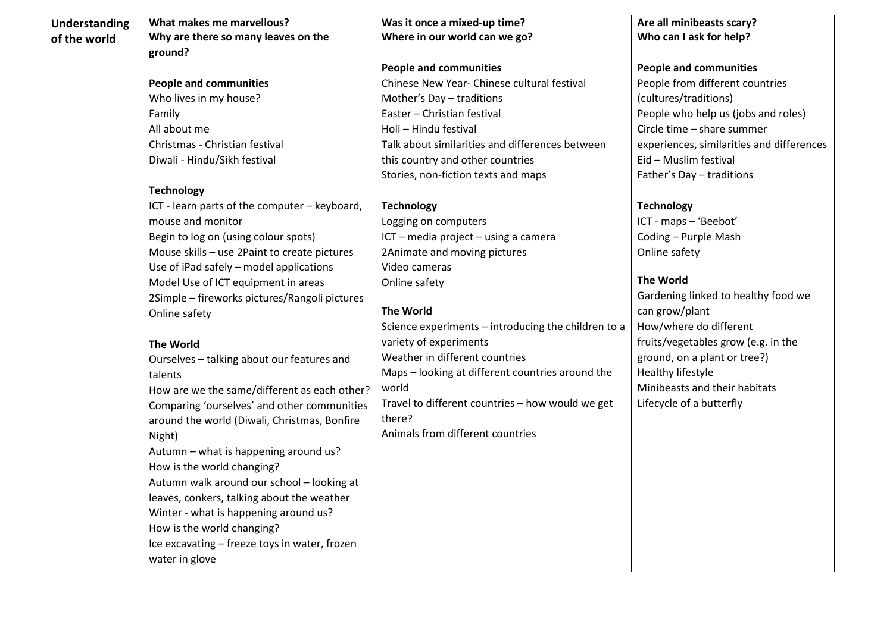| Understanding of the world | **What makes me marvellous?**<br>**Why are there so many leaves on the ground?**<br><br>**People and communities**<br>Who lives in my house?<br>Family<br>All about me<br>Christmas - Christian festival<br>Diwali - Hindu/Sikh festival<br><br>**Technology**<br>ICT - learn parts of the computer – keyboard, mouse and monitor<br>Begin to log on (using colour spots)<br>Mouse skills – use 2Paint to create pictures<br>Use of iPad safely – model applications<br>Model Use of ICT equipment in areas<br>2Simple – fireworks pictures/Rangoli pictures<br>Online safety<br><br>**The World**<br>Ourselves – talking about our features and talents<br>How are we the same/different as each other?<br>Comparing 'ourselves' and other communities around the world (Diwali, Christmas, Bonfire Night)<br>Autumn – what is happening around us?<br>How is the world changing?<br>Autumn walk around our school – looking at leaves, conkers, talking about the weather<br>Winter - what is happening around us?<br>How is the world changing?<br>Ice excavating – freeze toys in water, frozen water in glove | **Was it once a mixed-up time?**<br>**Where in our world can we go?**<br><br>**People and communities**<br>Chinese New Year- Chinese cultural festival<br>Mother's Day – traditions<br>Easter – Christian festival<br>Holi – Hindu festival<br>Talk about similarities and differences between this country and other countries<br>Stories, non-fiction texts and maps<br><br>**Technology**<br>Logging on computers<br>ICT – media project – using a camera<br>2Animate and moving pictures<br>Video cameras<br>Online safety<br><br>**The World**<br>Science experiments – introducing the children to a variety of experiments<br>Weather in different countries<br>Maps – looking at different countries around the world<br>Travel to different countries – how would we get there?<br>Animals from different countries | **Are all minibeasts scary?**<br>**Who can I ask for help?**<br><br>**People and communities**<br>People from different countries (cultures/traditions)<br>People who help us (jobs and roles)<br>Circle time – share summer experiences, similarities and differences<br>Eid – Muslim festival<br>Father's Day – traditions<br><br>**Technology**<br>ICT - maps – 'Beebot'<br>Coding – Purple Mash<br>Online safety<br><br>**The World**<br>Gardening linked to healthy food we can grow/plant<br>How/where do different fruits/vegetables grow (e.g. in the ground, on a plant or tree?)<br>Healthy lifestyle<br>Minibeasts and their habitats<br>Lifecycle of a butterfly |
|---|---|---|---|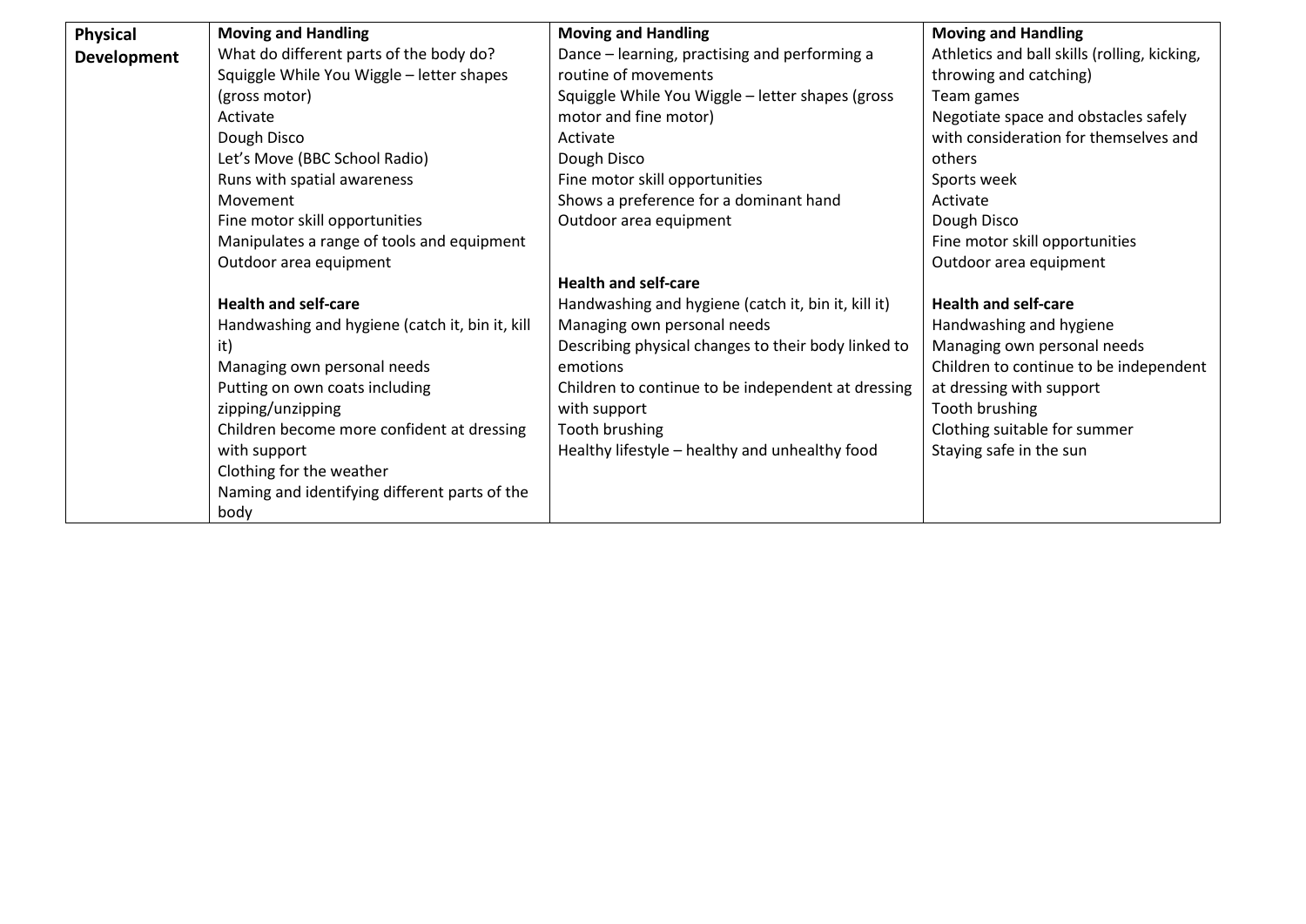| Physical Development | **Moving and Handling**<br>What do different parts of the body do?<br>Squiggle While You Wiggle – letter shapes (gross motor)<br>Activate<br>Dough Disco<br>Let's Move (BBC School Radio)<br>Runs with spatial awareness<br>Movement<br>Fine motor skill opportunities<br>Manipulates a range of tools and equipment<br>Outdoor area equipment<br><br>**Health and self-care**<br>Handwashing and hygiene (catch it, bin it, kill it)<br>Managing own personal needs<br>Putting on own coats including zipping/unzipping<br>Children become more confident at dressing with support<br>Clothing for the weather<br>Naming and identifying different parts of the body | **Moving and Handling**<br>Dance – learning, practising and performing a routine of movements<br>Squiggle While You Wiggle – letter shapes (gross motor and fine motor)<br>Activate<br>Dough Disco<br>Fine motor skill opportunities<br>Shows a preference for a dominant hand<br>Outdoor area equipment<br><br>**Health and self-care**<br>Handwashing and hygiene (catch it, bin it, kill it)<br>Managing own personal needs<br>Describing physical changes to their body linked to emotions<br>Children to continue to be independent at dressing with support<br>Tooth brushing<br>Healthy lifestyle – healthy and unhealthy food | **Moving and Handling**<br>Athletics and ball skills (rolling, kicking, throwing and catching)<br>Team games<br>Negotiate space and obstacles safely with consideration for themselves and others<br>Sports week<br>Activate<br>Dough Disco<br>Fine motor skill opportunities<br>Outdoor area equipment<br><br>**Health and self-care**<br>Handwashing and hygiene<br>Managing own personal needs<br>Children to continue to be independent at dressing with support<br>Tooth brushing<br>Clothing suitable for summer<br>Staying safe in the sun |
|---|---|---|---|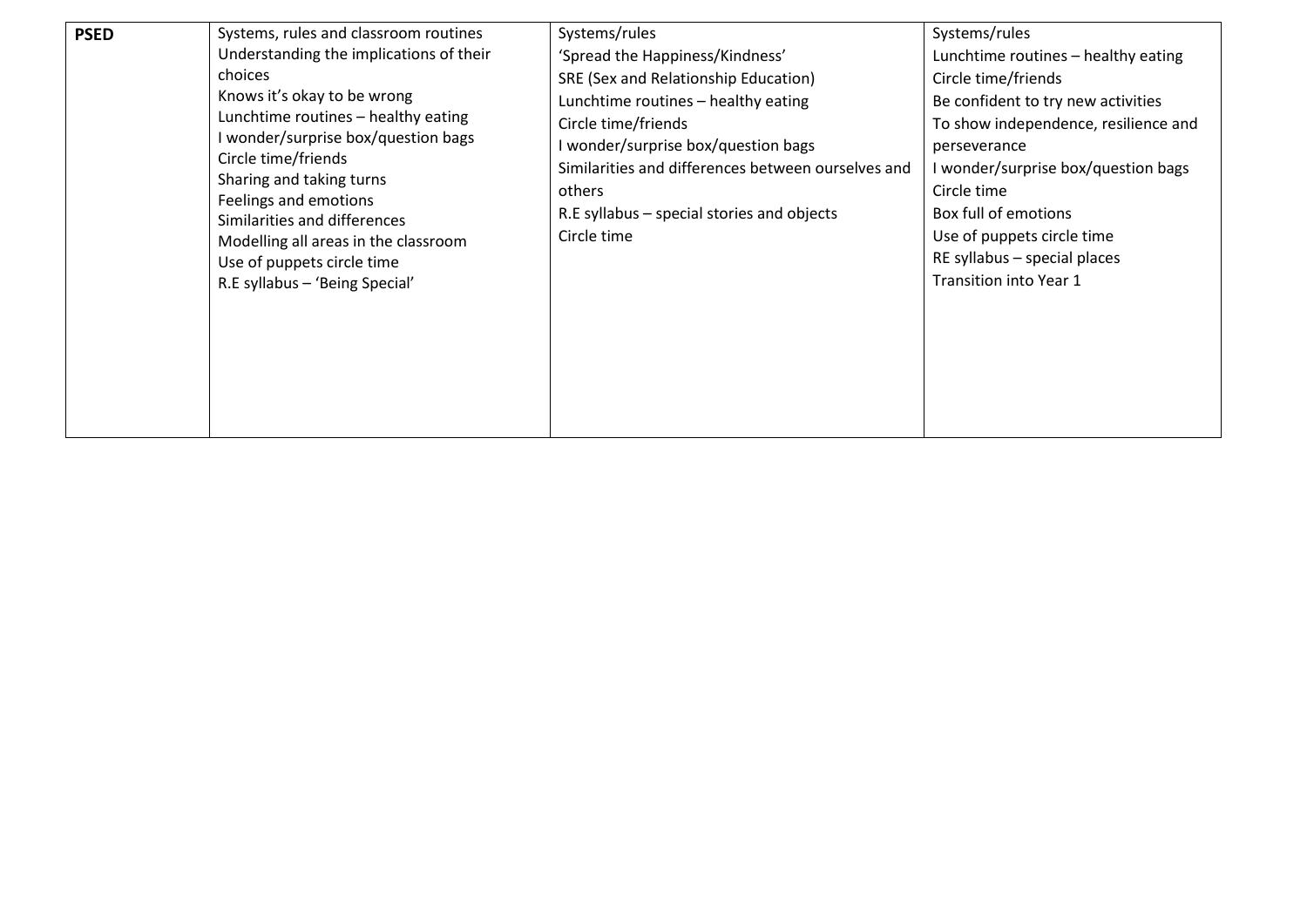| PSED | Systems, rules and classroom routines<br>Understanding the implications of their choices<br>Knows it's okay to be wrong<br>Lunchtime routines – healthy eating<br>I wonder/surprise box/question bags<br>Circle time/friends<br>Sharing and taking turns<br>Feelings and emotions<br>Similarities and differences<br>Modelling all areas in the classroom<br>Use of puppets circle time<br>R.E syllabus – 'Being Special' | Systems/rules<br>'Spread the Happiness/Kindness'<br>SRE (Sex and Relationship Education)<br>Lunchtime routines – healthy eating<br>Circle time/friends<br>I wonder/surprise box/question bags<br>Similarities and differences between ourselves and others<br>R.E syllabus – special stories and objects<br>Circle time | Systems/rules<br>Lunchtime routines – healthy eating<br>Circle time/friends<br>Be confident to try new activities<br>To show independence, resilience and perseverance<br>I wonder/surprise box/question bags<br>Circle time<br>Box full of emotions<br>Use of puppets circle time<br>RE syllabus – special places<br>Transition into Year 1 |
|---|---|---|---|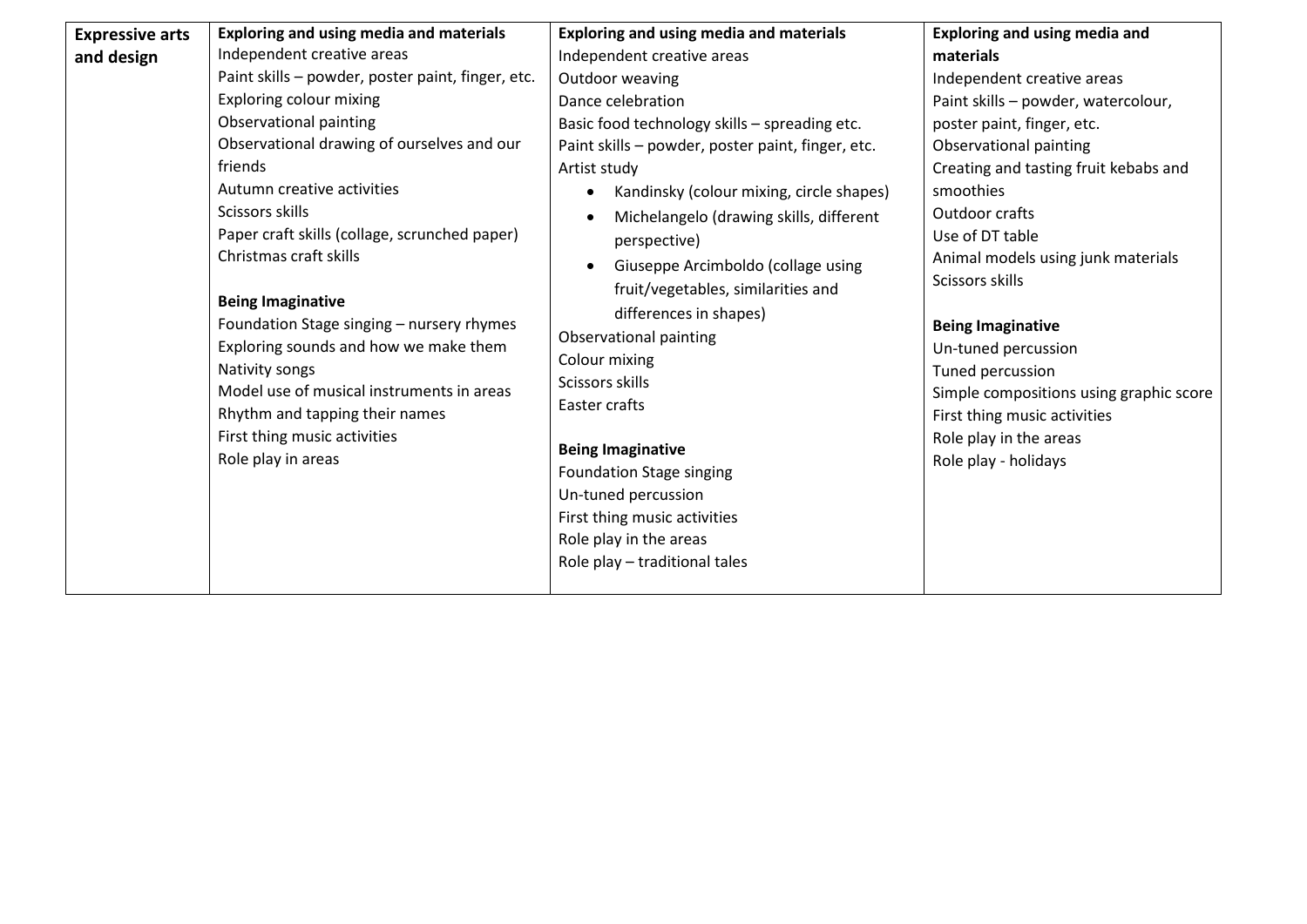| | | | |
|---|---|---|---|
| **Expressive arts and design** | **Exploring and using media and materials**<br>Independent creative areas<br>Paint skills – powder, poster paint, finger, etc.<br>Exploring colour mixing<br>Observational painting<br>Observational drawing of ourselves and our friends<br>Autumn creative activities<br>Scissors skills<br>Paper craft skills (collage, scrunched paper)<br>Christmas craft skills<br><br>**Being Imaginative**<br>Foundation Stage singing – nursery rhymes<br>Exploring sounds and how we make them<br>Nativity songs<br>Model use of musical instruments in areas<br>Rhythm and tapping their names<br>First thing music activities<br>Role play in areas | **Exploring and using media and materials**<br>Independent creative areas<br>Outdoor weaving<br>Dance celebration<br>Basic food technology skills – spreading etc.<br>Paint skills – powder, poster paint, finger, etc.<br>Artist study<br>• Kandinsky (colour mixing, circle shapes)<br>• Michelangelo (drawing skills, different perspective)<br>• Giuseppe Arcimboldo (collage using fruit/vegetables, similarities and differences in shapes)<br>Observational painting<br>Colour mixing<br>Scissors skills<br>Easter crafts<br><br>**Being Imaginative**<br>Foundation Stage singing<br>Un-tuned percussion<br>First thing music activities<br>Role play in the areas<br>Role play – traditional tales | **Exploring and using media and materials**<br>Independent creative areas<br>Paint skills – powder, watercolour, poster paint, finger, etc.<br>Observational painting<br>Creating and tasting fruit kebabs and smoothies<br>Outdoor crafts<br>Use of DT table<br>Animal models using junk materials<br>Scissors skills<br><br>**Being Imaginative**<br>Un-tuned percussion<br>Tuned percussion<br>Simple compositions using graphic score<br>First thing music activities<br>Role play in the areas<br>Role play - holidays |